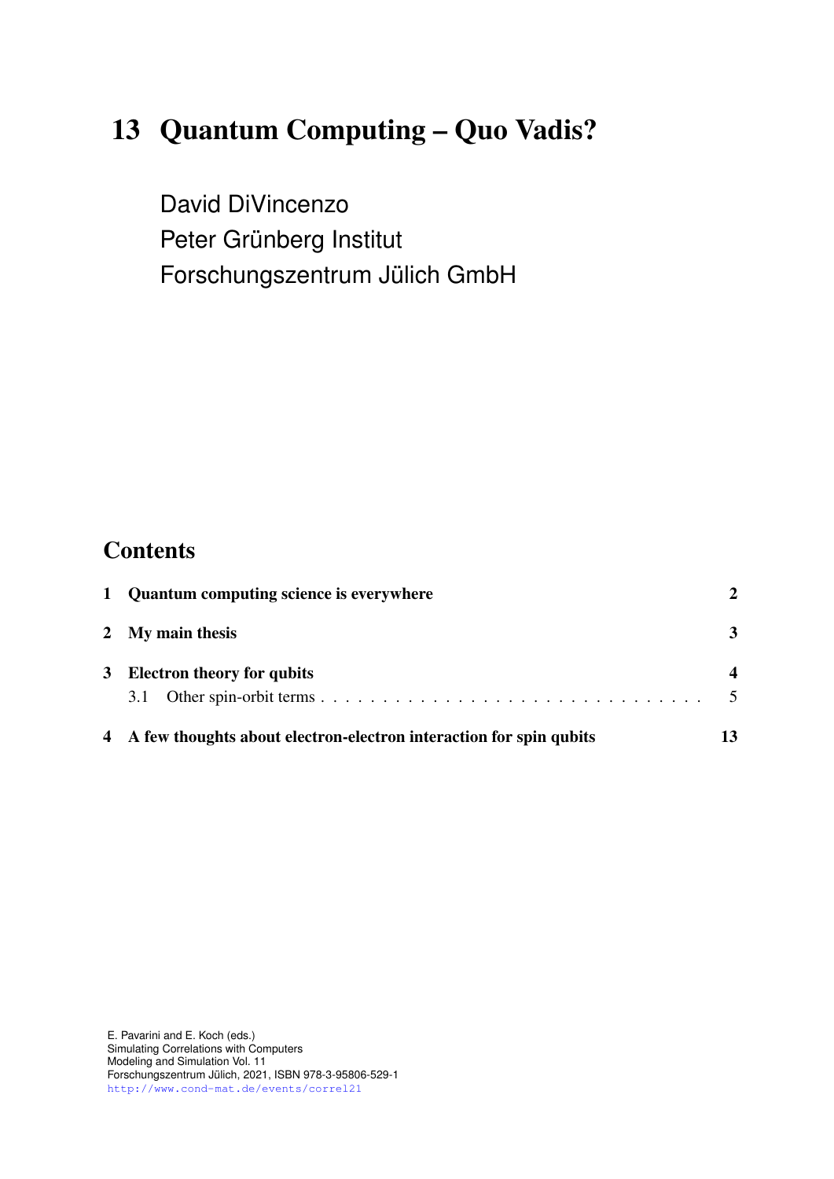# 13 Quantum Computing – Quo Vadis?

David DiVincenzo
Peter Grünberg Institut
Forschungszentrum Jülich GmbH

## Contents

| | | |
|---|---|---|
| **1** | **Quantum computing science is everywhere** | **2** |
| **2** | **My main thesis** | **3** |
| **3** | **Electron theory for qubits** | **4** |
| | 3.1 Other spin-orbit terms | 5 |
| **4** | **A few thoughts about electron-electron interaction for spin qubits** | **13** |

E. Pavarini and E. Koch (eds.)
Simulating Correlations with Computers
Modeling and Simulation Vol. 11
Forschungszentrum Jülich, 2021, ISBN 978-3-95806-529-1
http://www.cond-mat.de/events/correl21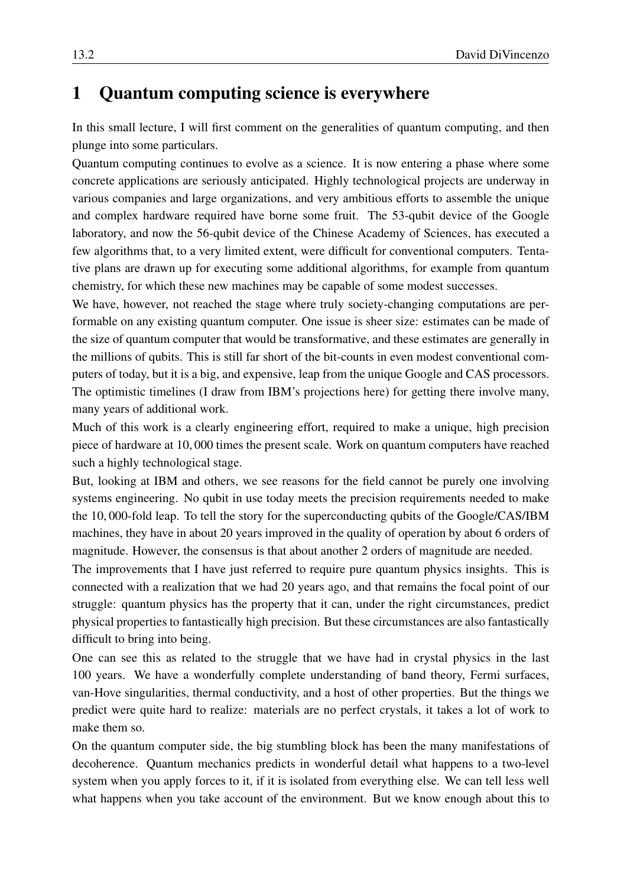# 1 Quantum computing science is everywhere

In this small lecture, I will first comment on the generalities of quantum computing, and then plunge into some particulars.

Quantum computing continues to evolve as a science. It is now entering a phase where some concrete applications are seriously anticipated. Highly technological projects are underway in various companies and large organizations, and very ambitious efforts to assemble the unique and complex hardware required have borne some fruit. The 53-qubit device of the Google laboratory, and now the 56-qubit device of the Chinese Academy of Sciences, has executed a few algorithms that, to a very limited extent, were difficult for conventional computers. Tentative plans are drawn up for executing some additional algorithms, for example from quantum chemistry, for which these new machines may be capable of some modest successes.

We have, however, not reached the stage where truly society-changing computations are performable on any existing quantum computer. One issue is sheer size: estimates can be made of the size of quantum computer that would be transformative, and these estimates are generally in the millions of qubits. This is still far short of the bit-counts in even modest conventional computers of today, but it is a big, and expensive, leap from the unique Google and CAS processors. The optimistic timelines (I draw from IBM's projections here) for getting there involve many, many years of additional work.

Much of this work is a clearly engineering effort, required to make a unique, high precision piece of hardware at $10,000$ times the present scale. Work on quantum computers have reached such a highly technological stage.

But, looking at IBM and others, we see reasons for the field cannot be purely one involving systems engineering. No qubit in use today meets the precision requirements needed to make the $10,000$-fold leap. To tell the story for the superconducting qubits of the Google/CAS/IBM machines, they have in about 20 years improved in the quality of operation by about 6 orders of magnitude. However, the consensus is that about another 2 orders of magnitude are needed.

The improvements that I have just referred to require pure quantum physics insights. This is connected with a realization that we had 20 years ago, and that remains the focal point of our struggle: quantum physics has the property that it can, under the right circumstances, predict physical properties to fantastically high precision. But these circumstances are also fantastically difficult to bring into being.

One can see this as related to the struggle that we have had in crystal physics in the last 100 years. We have a wonderfully complete understanding of band theory, Fermi surfaces, van-Hove singularities, thermal conductivity, and a host of other properties. But the things we predict were quite hard to realize: materials are no perfect crystals, it takes a lot of work to make them so.

On the quantum computer side, the big stumbling block has been the many manifestations of decoherence. Quantum mechanics predicts in wonderful detail what happens to a two-level system when you apply forces to it, if it is isolated from everything else. We can tell less well what happens when you take account of the environment. But we know enough about this to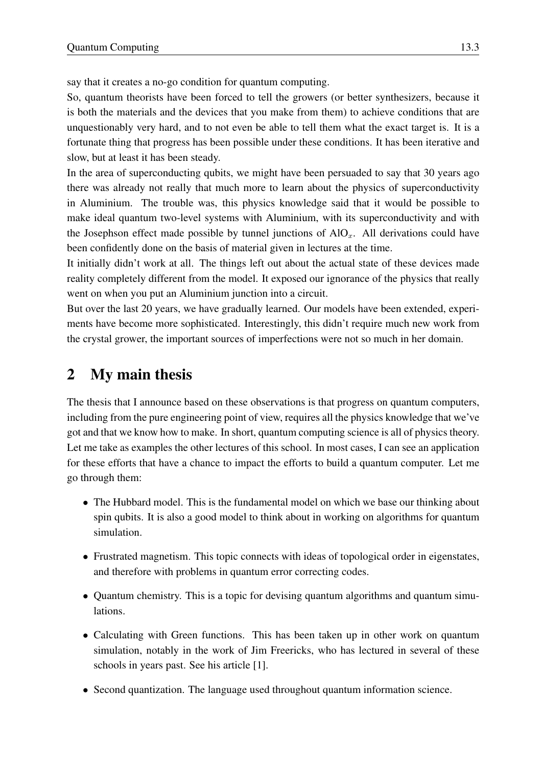say that it creates a no-go condition for quantum computing.

So, quantum theorists have been forced to tell the growers (or better synthesizers, because it is both the materials and the devices that you make from them) to achieve conditions that are unquestionably very hard, and to not even be able to tell them what the exact target is. It is a fortunate thing that progress has been possible under these conditions. It has been iterative and slow, but at least it has been steady.

In the area of superconducting qubits, we might have been persuaded to say that 30 years ago there was already not really that much more to learn about the physics of superconductivity in Aluminium. The trouble was, this physics knowledge said that it would be possible to make ideal quantum two-level systems with Aluminium, with its superconductivity and with the Josephson effect made possible by tunnel junctions of $AlO_x$. All derivations could have been confidently done on the basis of material given in lectures at the time.

It initially didn't work at all. The things left out about the actual state of these devices made reality completely different from the model. It exposed our ignorance of the physics that really went on when you put an Aluminium junction into a circuit.

But over the last 20 years, we have gradually learned. Our models have been extended, experiments have become more sophisticated. Interestingly, this didn't require much new work from the crystal grower, the important sources of imperfections were not so much in her domain.

## 2 My main thesis

The thesis that I announce based on these observations is that progress on quantum computers, including from the pure engineering point of view, requires all the physics knowledge that we've got and that we know how to make. In short, quantum computing science is all of physics theory. Let me take as examples the other lectures of this school. In most cases, I can see an application for these efforts that have a chance to impact the efforts to build a quantum computer. Let me go through them:

- The Hubbard model. This is the fundamental model on which we base our thinking about spin qubits. It is also a good model to think about in working on algorithms for quantum simulation.
- Frustrated magnetism. This topic connects with ideas of topological order in eigenstates, and therefore with problems in quantum error correcting codes.
- Quantum chemistry. This is a topic for devising quantum algorithms and quantum simulations.
- Calculating with Green functions. This has been taken up in other work on quantum simulation, notably in the work of Jim Freericks, who has lectured in several of these schools in years past. See his article [1].
- Second quantization. The language used throughout quantum information science.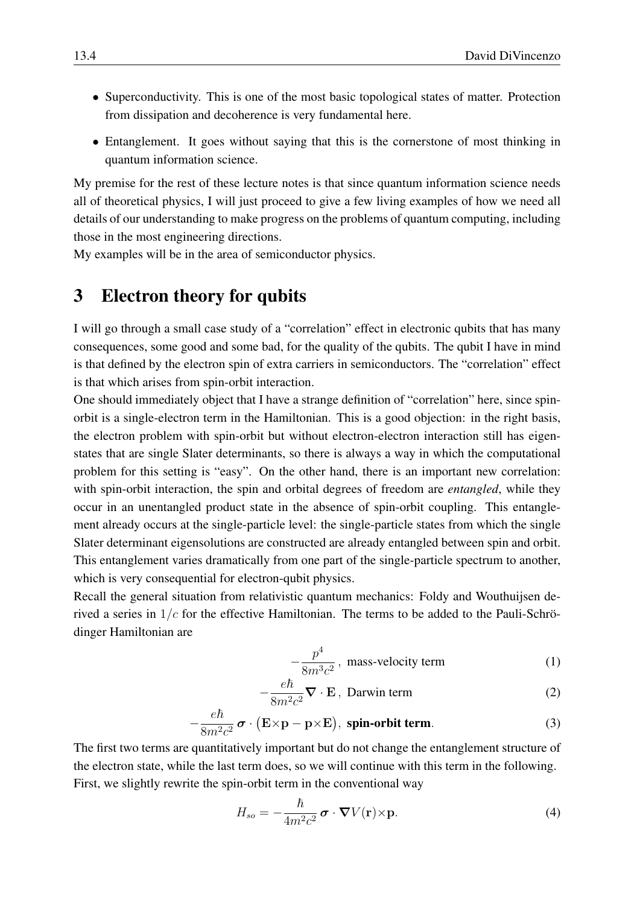- Superconductivity. This is one of the most basic topological states of matter. Protection from dissipation and decoherence is very fundamental here.
- Entanglement. It goes without saying that this is the cornerstone of most thinking in quantum information science.

My premise for the rest of these lecture notes is that since quantum information science needs all of theoretical physics, I will just proceed to give a few living examples of how we need all details of our understanding to make progress on the problems of quantum computing, including those in the most engineering directions.

My examples will be in the area of semiconductor physics.

# 3 Electron theory for qubits

I will go through a small case study of a "correlation" effect in electronic qubits that has many consequences, some good and some bad, for the quality of the qubits. The qubit I have in mind is that defined by the electron spin of extra carriers in semiconductors. The "correlation" effect is that which arises from spin-orbit interaction.

One should immediately object that I have a strange definition of "correlation" here, since spin-orbit is a single-electron term in the Hamiltonian. This is a good objection: in the right basis, the electron problem with spin-orbit but without electron-electron interaction still has eigenstates that are single Slater determinants, so there is always a way in which the computational problem for this setting is "easy". On the other hand, there is an important new correlation: with spin-orbit interaction, the spin and orbital degrees of freedom are *entangled*, while they occur in an unentangled product state in the absence of spin-orbit coupling. This entanglement already occurs at the single-particle level: the single-particle states from which the single Slater determinant eigensolutions are constructed are already entangled between spin and orbit. This entanglement varies dramatically from one part of the single-particle spectrum to another, which is very consequential for electron-qubit physics.

Recall the general situation from relativistic quantum mechanics: Foldy and Wouthuijsen derived a series in $1/c$ for the effective Hamiltonian. The terms to be added to the Pauli-Schrödinger Hamiltonian are

$$-\frac{p^4}{8m^3c^2}\,,\ \text{mass-velocity term} \tag{1}$$

$$-\frac{e\hbar}{8m^2c^2}\boldsymbol{\nabla}\cdot\mathbf{E}\,,\ \text{Darwin term} \tag{2}$$

$$-\frac{e\hbar}{8m^2c^2}\,\boldsymbol{\sigma}\cdot\big(\mathbf{E}\times\mathbf{p}-\mathbf{p}\times\mathbf{E}\big),\ \textbf{spin-orbit term}. \tag{3}$$

The first two terms are quantitatively important but do not change the entanglement structure of the electron state, while the last term does, so we will continue with this term in the following. First, we slightly rewrite the spin-orbit term in the conventional way

$$H_{so}=-\frac{\hbar}{4m^2c^2}\,\boldsymbol{\sigma}\cdot\boldsymbol{\nabla}V(\mathbf{r})\times\mathbf{p}. \tag{4}$$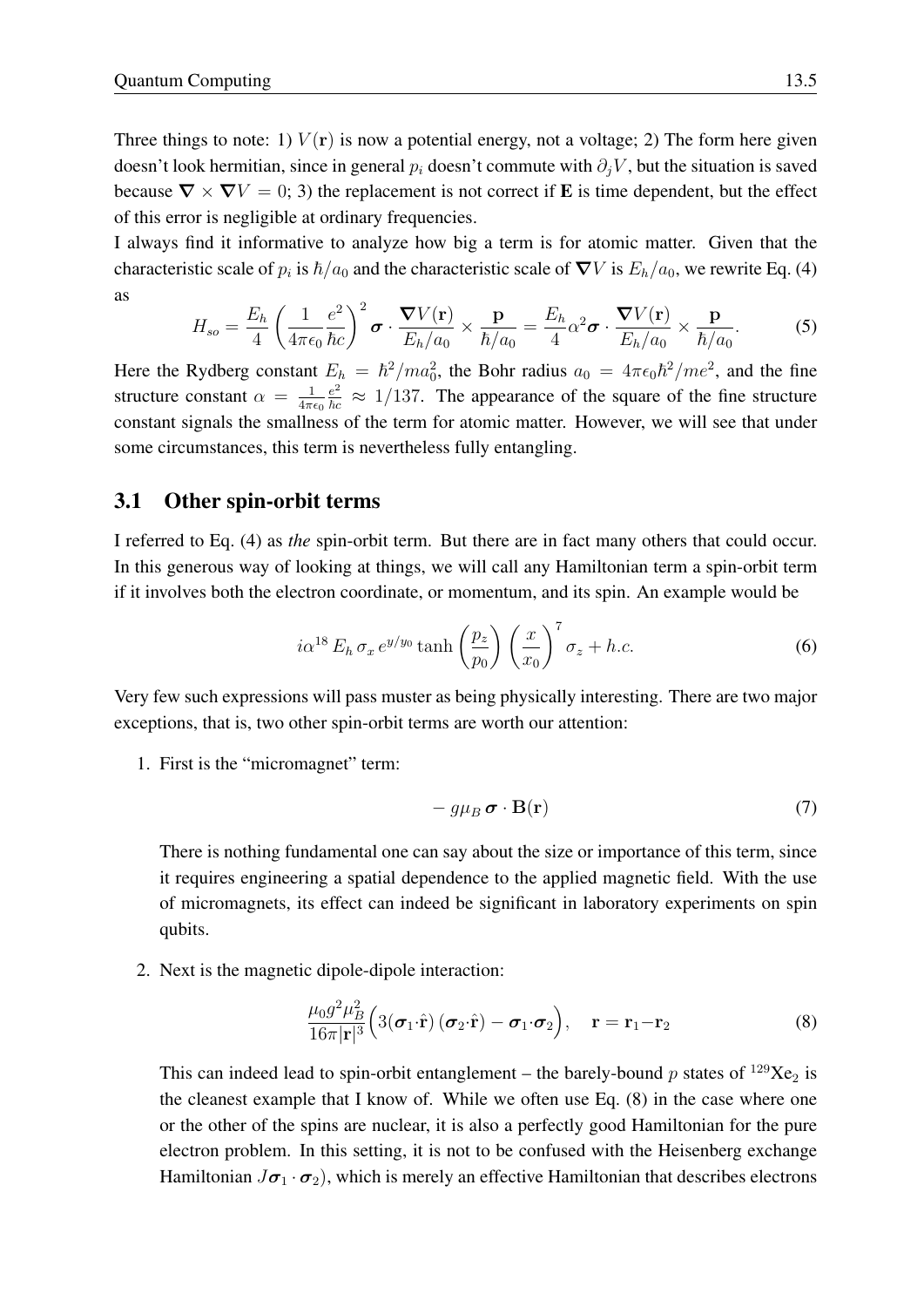Three things to note: 1) $V(\mathbf{r})$ is now a potential energy, not a voltage; 2) The form here given doesn't look hermitian, since in general $p_i$ doesn't commute with $\partial_j V$, but the situation is saved because $\boldsymbol{\nabla} \times \boldsymbol{\nabla} V = 0$; 3) the replacement is not correct if **E** is time dependent, but the effect of this error is negligible at ordinary frequencies.

I always find it informative to analyze how big a term is for atomic matter. Given that the characteristic scale of $p_i$ is $\hbar/a_0$ and the characteristic scale of $\boldsymbol{\nabla} V$ is $E_h/a_0$, we rewrite Eq. (4) as

$$H_{so} = \frac{E_h}{4}\left(\frac{1}{4\pi\epsilon_0}\frac{e^2}{\hbar c}\right)^2 \boldsymbol{\sigma} \cdot \frac{\boldsymbol{\nabla} V(\mathbf{r})}{E_h/a_0} \times \frac{\mathbf{p}}{\hbar/a_0} = \frac{E_h}{4}\alpha^2 \boldsymbol{\sigma} \cdot \frac{\boldsymbol{\nabla} V(\mathbf{r})}{E_h/a_0} \times \frac{\mathbf{p}}{\hbar/a_0}. \tag{5}$$

Here the Rydberg constant $E_h = \hbar^2/ma_0^2$, the Bohr radius $a_0 = 4\pi\epsilon_0\hbar^2/me^2$, and the fine structure constant $\alpha = \frac{1}{4\pi\epsilon_0}\frac{e^2}{\hbar c} \approx 1/137$. The appearance of the square of the fine structure constant signals the smallness of the term for atomic matter. However, we will see that under some circumstances, this term is nevertheless fully entangling.

## 3.1 Other spin-orbit terms

I referred to Eq. (4) as *the* spin-orbit term. But there are in fact many others that could occur. In this generous way of looking at things, we will call any Hamiltonian term a spin-orbit term if it involves both the electron coordinate, or momentum, and its spin. An example would be

$$i\alpha^{18}\, E_h\, \sigma_x\, e^{y/y_0} \tanh\left(\frac{p_z}{p_0}\right)\left(\frac{x}{x_0}\right)^7 \sigma_z + h.c. \tag{6}$$

Very few such expressions will pass muster as being physically interesting. There are two major exceptions, that is, two other spin-orbit terms are worth our attention:

1. First is the "micromagnet" term:

$$-\, g\mu_B\, \boldsymbol{\sigma} \cdot \mathbf{B}(\mathbf{r}) \tag{7}$$

   There is nothing fundamental one can say about the size or importance of this term, since it requires engineering a spatial dependence to the applied magnetic field. With the use of micromagnets, its effect can indeed be significant in laboratory experiments on spin qubits.

2. Next is the magnetic dipole-dipole interaction:

$$\frac{\mu_0 g^2 \mu_B^2}{16\pi|\mathbf{r}|^3}\Big(3(\boldsymbol{\sigma}_1\!\cdot\!\hat{\mathbf{r}})\,(\boldsymbol{\sigma}_2\!\cdot\!\hat{\mathbf{r}}) - \boldsymbol{\sigma}_1\!\cdot\!\boldsymbol{\sigma}_2\Big), \quad \mathbf{r} = \mathbf{r}_1 - \mathbf{r}_2 \tag{8}$$

   This can indeed lead to spin-orbit entanglement – the barely-bound $p$ states of $^{129}Xe_2$ is the cleanest example that I know of. While we often use Eq. (8) in the case where one or the other of the spins are nuclear, it is also a perfectly good Hamiltonian for the pure electron problem. In this setting, it is not to be confused with the Heisenberg exchange Hamiltonian $J\boldsymbol{\sigma}_1 \cdot \boldsymbol{\sigma}_2$), which is merely an effective Hamiltonian that describes electrons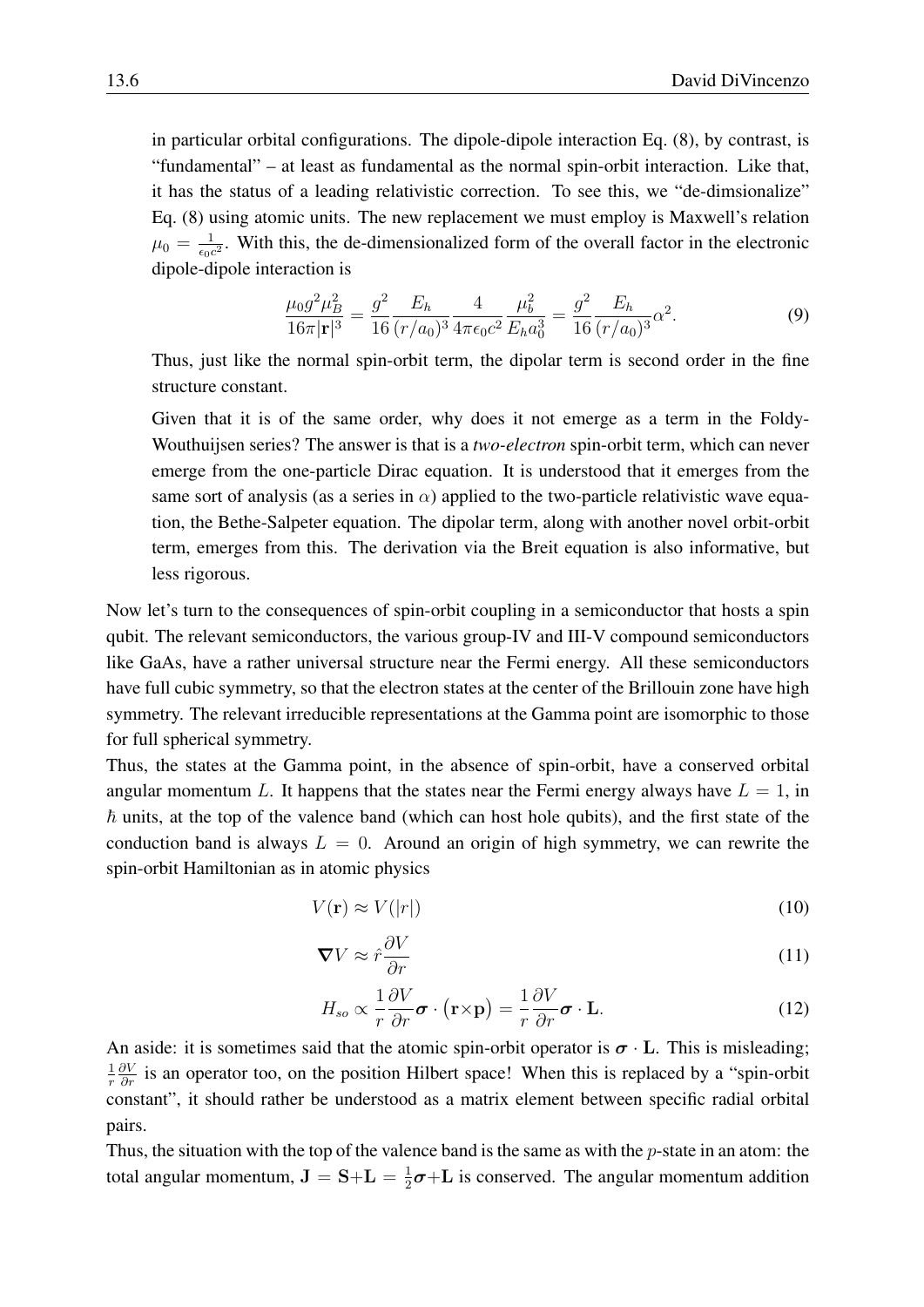in particular orbital configurations. The dipole-dipole interaction Eq. (8), by contrast, is "fundamental" – at least as fundamental as the normal spin-orbit interaction. Like that, it has the status of a leading relativistic correction. To see this, we "de-dimsionalize" Eq. (8) using atomic units. The new replacement we must employ is Maxwell's relation $\mu_0 = \frac{1}{\epsilon_0 c^2}$. With this, the de-dimensionalized form of the overall factor in the electronic dipole-dipole interaction is

$$\frac{\mu_0 g^2 \mu_B^2}{16\pi|\mathbf{r}|^3} = \frac{g^2}{16}\frac{E_h}{(r/a_0)^3}\frac{4}{4\pi\epsilon_0 c^2}\frac{\mu_b^2}{E_h a_0^3} = \frac{g^2}{16}\frac{E_h}{(r/a_0)^3}\alpha^2. \tag{9}$$

Thus, just like the normal spin-orbit term, the dipolar term is second order in the fine structure constant.

Given that it is of the same order, why does it not emerge as a term in the Foldy-Wouthuijsen series? The answer is that is a *two-electron* spin-orbit term, which can never emerge from the one-particle Dirac equation. It is understood that it emerges from the same sort of analysis (as a series in $\alpha$) applied to the two-particle relativistic wave equation, the Bethe-Salpeter equation. The dipolar term, along with another novel orbit-orbit term, emerges from this. The derivation via the Breit equation is also informative, but less rigorous.

Now let's turn to the consequences of spin-orbit coupling in a semiconductor that hosts a spin qubit. The relevant semiconductors, the various group-IV and III-V compound semiconductors like GaAs, have a rather universal structure near the Fermi energy. All these semiconductors have full cubic symmetry, so that the electron states at the center of the Brillouin zone have high symmetry. The relevant irreducible representations at the Gamma point are isomorphic to those for full spherical symmetry.

Thus, the states at the Gamma point, in the absence of spin-orbit, have a conserved orbital angular momentum $L$. It happens that the states near the Fermi energy always have $L = 1$, in $\hbar$ units, at the top of the valence band (which can host hole qubits), and the first state of the conduction band is always $L = 0$. Around an origin of high symmetry, we can rewrite the spin-orbit Hamiltonian as in atomic physics

$$V(\mathbf{r}) \approx V(|r|) \tag{10}$$

$$\boldsymbol{\nabla} V \approx \hat{r}\frac{\partial V}{\partial r} \tag{11}$$

$$H_{so} \propto \frac{1}{r}\frac{\partial V}{\partial r}\boldsymbol{\sigma} \cdot \left(\mathbf{r}\times\mathbf{p}\right) = \frac{1}{r}\frac{\partial V}{\partial r}\boldsymbol{\sigma} \cdot \mathbf{L}. \tag{12}$$

An aside: it is sometimes said that the atomic spin-orbit operator is $\boldsymbol{\sigma} \cdot \mathbf{L}$. This is misleading; $\frac{1}{r}\frac{\partial V}{\partial r}$ is an operator too, on the position Hilbert space! When this is replaced by a "spin-orbit constant", it should rather be understood as a matrix element between specific radial orbital pairs.

Thus, the situation with the top of the valence band is the same as with the $p$-state in an atom: the total angular momentum, $\mathbf{J} = \mathbf{S}+\mathbf{L} = \frac{1}{2}\boldsymbol{\sigma}+\mathbf{L}$ is conserved. The angular momentum addition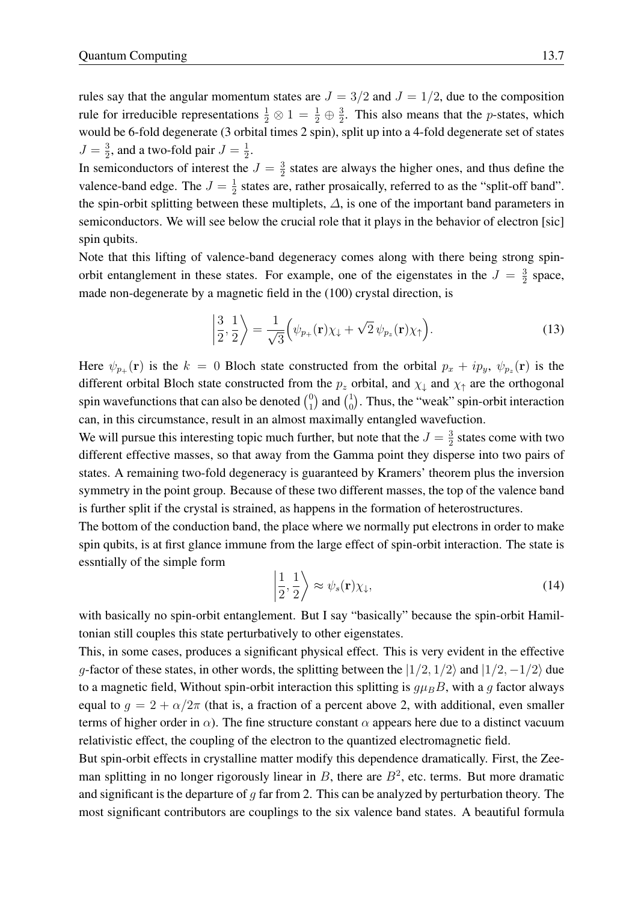rules say that the angular momentum states are $J = 3/2$ and $J = 1/2$, due to the composition rule for irreducible representations $\frac{1}{2} \otimes 1 = \frac{1}{2} \oplus \frac{3}{2}$. This also means that the $p$-states, which would be 6-fold degenerate (3 orbital times 2 spin), split up into a 4-fold degenerate set of states $J = \frac{3}{2}$, and a two-fold pair $J = \frac{1}{2}$.

In semiconductors of interest the $J = \frac{3}{2}$ states are always the higher ones, and thus define the valence-band edge. The $J = \frac{1}{2}$ states are, rather prosaically, referred to as the "split-off band". the spin-orbit splitting between these multiplets, $\varDelta$, is one of the important band parameters in semiconductors. We will see below the crucial role that it plays in the behavior of electron [sic] spin qubits.

Note that this lifting of valence-band degeneracy comes along with there being strong spin-orbit entanglement in these states. For example, one of the eigenstates in the $J = \frac{3}{2}$ space, made non-degenerate by a magnetic field in the (100) crystal direction, is

$$\left|\frac{3}{2}, \frac{1}{2}\right\rangle = \frac{1}{\sqrt{3}}\Big(\psi_{p_+}(\mathbf{r})\chi_\downarrow + \sqrt{2}\,\psi_{p_z}(\mathbf{r})\chi_\uparrow\Big). \tag{13}$$

Here $\psi_{p_+}(\mathbf{r})$ is the $k = 0$ Bloch state constructed from the orbital $p_x + ip_y$, $\psi_{p_z}(\mathbf{r})$ is the different orbital Bloch state constructed from the $p_z$ orbital, and $\chi_\downarrow$ and $\chi_\uparrow$ are the orthogonal spin wavefunctions that can also be denoted $\binom{0}{1}$ and $\binom{1}{0}$. Thus, the "weak" spin-orbit interaction can, in this circumstance, result in an almost maximally entangled wavefuction.

We will pursue this interesting topic much further, but note that the $J = \frac{3}{2}$ states come with two different effective masses, so that away from the Gamma point they disperse into two pairs of states. A remaining two-fold degeneracy is guaranteed by Kramers' theorem plus the inversion symmetry in the point group. Because of these two different masses, the top of the valence band is further split if the crystal is strained, as happens in the formation of heterostructures.

The bottom of the conduction band, the place where we normally put electrons in order to make spin qubits, is at first glance immune from the large effect of spin-orbit interaction. The state is essntially of the simple form

$$\left|\frac{1}{2}, \frac{1}{2}\right\rangle \approx \psi_s(\mathbf{r})\chi_\downarrow, \tag{14}$$

with basically no spin-orbit entanglement. But I say "basically" because the spin-orbit Hamiltonian still couples this state perturbatively to other eigenstates.

This, in some cases, produces a significant physical effect. This is very evident in the effective $g$-factor of these states, in other words, the splitting between the $|1/2, 1/2\rangle$ and $|1/2, -1/2\rangle$ due to a magnetic field, Without spin-orbit interaction this splitting is $g\mu_B B$, with a $g$ factor always equal to $g = 2 + \alpha/2\pi$ (that is, a fraction of a percent above 2, with additional, even smaller terms of higher order in $\alpha$). The fine structure constant $\alpha$ appears here due to a distinct vacuum relativistic effect, the coupling of the electron to the quantized electromagnetic field.

But spin-orbit effects in crystalline matter modify this dependence dramatically. First, the Zeeman splitting in no longer rigorously linear in $B$, there are $B^2$, etc. terms. But more dramatic and significant is the departure of $g$ far from 2. This can be analyzed by perturbation theory. The most significant contributors are couplings to the six valence band states. A beautiful formula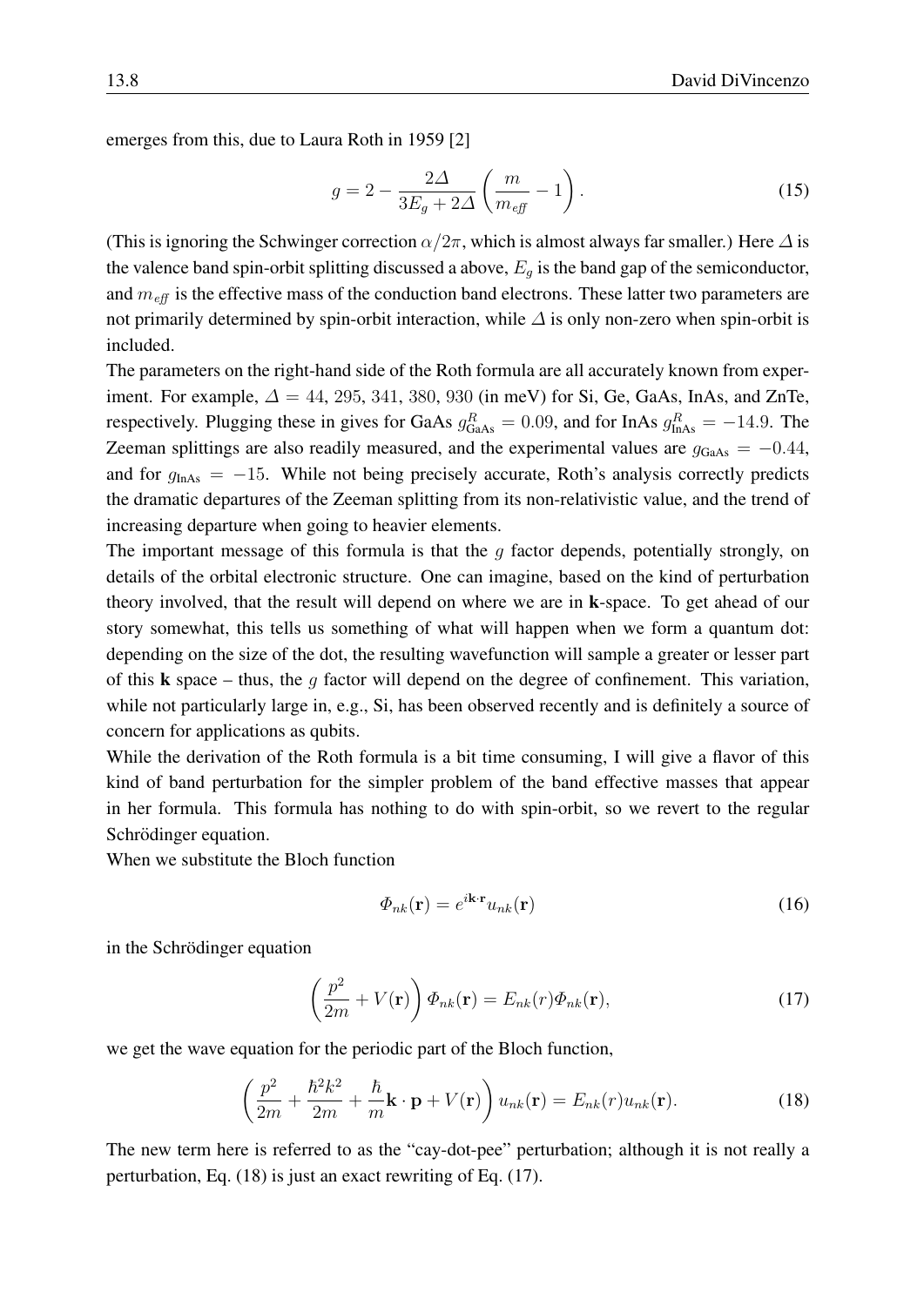emerges from this, due to Laura Roth in 1959 [2]

$$
g = 2 - \frac{2\Delta}{3E_g + 2\Delta}\left(\frac{m}{m_{\mathit{eff}}} - 1\right). \tag{15}
$$

(This is ignoring the Schwinger correction $\alpha/2\pi$, which is almost always far smaller.) Here $\Delta$ is the valence band spin-orbit splitting discussed a above, $E_g$ is the band gap of the semiconductor, and $m_{\mathit{eff}}$ is the effective mass of the conduction band electrons. These latter two parameters are not primarily determined by spin-orbit interaction, while $\Delta$ is only non-zero when spin-orbit is included.

The parameters on the right-hand side of the Roth formula are all accurately known from experiment. For example, $\Delta = 44, 295, 341, 380, 930$ (in meV) for Si, Ge, GaAs, InAs, and ZnTe, respectively. Plugging these in gives for GaAs $g^R_{\text{GaAs}} = 0.09$, and for InAs $g^R_{\text{InAs}} = -14.9$. The Zeeman splittings are also readily measured, and the experimental values are $g_{\text{GaAs}} = -0.44$, and for $g_{\text{InAs}} = -15$. While not being precisely accurate, Roth's analysis correctly predicts the dramatic departures of the Zeeman splitting from its non-relativistic value, and the trend of increasing departure when going to heavier elements.

The important message of this formula is that the $g$ factor depends, potentially strongly, on details of the orbital electronic structure. One can imagine, based on the kind of perturbation theory involved, that the result will depend on where we are in **k**-space. To get ahead of our story somewhat, this tells us something of what will happen when we form a quantum dot: depending on the size of the dot, the resulting wavefunction will sample a greater or lesser part of this **k** space – thus, the $g$ factor will depend on the degree of confinement. This variation, while not particularly large in, e.g., Si, has been observed recently and is definitely a source of concern for applications as qubits.

While the derivation of the Roth formula is a bit time consuming, I will give a flavor of this kind of band perturbation for the simpler problem of the band effective masses that appear in her formula. This formula has nothing to do with spin-orbit, so we revert to the regular Schrödinger equation.

When we substitute the Bloch function

$$
\Phi_{nk}(\mathbf{r}) = e^{i\mathbf{k}\cdot\mathbf{r}} u_{nk}(\mathbf{r}) \tag{16}
$$

in the Schrödinger equation

$$
\left(\frac{p^2}{2m} + V(\mathbf{r})\right)\Phi_{nk}(\mathbf{r}) = E_{nk}(r)\Phi_{nk}(\mathbf{r}), \tag{17}
$$

we get the wave equation for the periodic part of the Bloch function,

$$
\left(\frac{p^2}{2m} + \frac{\hbar^2 k^2}{2m} + \frac{\hbar}{m}\mathbf{k}\cdot\mathbf{p} + V(\mathbf{r})\right)u_{nk}(\mathbf{r}) = E_{nk}(r)u_{nk}(\mathbf{r}). \tag{18}
$$

The new term here is referred to as the "cay-dot-pee" perturbation; although it is not really a perturbation, Eq. (18) is just an exact rewriting of Eq. (17).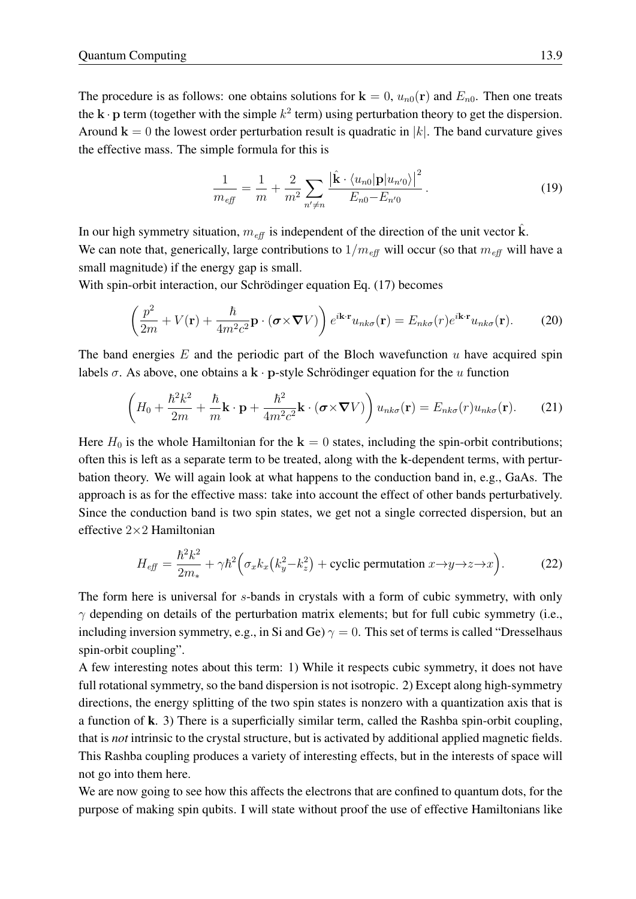The procedure is as follows: one obtains solutions for $\mathbf{k} = 0$, $u_{n0}(\mathbf{r})$ and $E_{n0}$. Then one treats the $\mathbf{k} \cdot \mathbf{p}$ term (together with the simple $k^2$ term) using perturbation theory to get the dispersion. Around $\mathbf{k} = 0$ the lowest order perturbation result is quadratic in $|k|$. The band curvature gives the effective mass. The simple formula for this is

$$\frac{1}{m_{\mathit{eff}}} = \frac{1}{m} + \frac{2}{m^2} \sum_{n' \neq n} \frac{\left| \hat{\mathbf{k}} \cdot \langle u_{n0} | \mathbf{p} | u_{n'0} \rangle \right|^2}{E_{n0} - E_{n'0}} . \tag{19}$$

In our high symmetry situation, $m_{\mathit{eff}}$ is independent of the direction of the unit vector $\hat{\mathbf{k}}$.
We can note that, generically, large contributions to $1/m_{\mathit{eff}}$ will occur (so that $m_{\mathit{eff}}$ will have a small magnitude) if the energy gap is small.
With spin-orbit interaction, our Schrödinger equation Eq. (17) becomes

$$\left( \frac{p^2}{2m} + V(\mathbf{r}) + \frac{\hbar}{4m^2c^2} \mathbf{p} \cdot (\boldsymbol{\sigma} \times \boldsymbol{\nabla} V) \right) e^{i\mathbf{k}\cdot\mathbf{r}} u_{nk\sigma}(\mathbf{r}) = E_{nk\sigma}(r) e^{i\mathbf{k}\cdot\mathbf{r}} u_{nk\sigma}(\mathbf{r}). \tag{20}$$

The band energies $E$ and the periodic part of the Bloch wavefunction $u$ have acquired spin labels $\sigma$. As above, one obtains a $\mathbf{k} \cdot \mathbf{p}$-style Schrödinger equation for the $u$ function

$$\left( H_0 + \frac{\hbar^2 k^2}{2m} + \frac{\hbar}{m} \mathbf{k} \cdot \mathbf{p} + \frac{\hbar^2}{4m^2c^2} \mathbf{k} \cdot (\boldsymbol{\sigma} \times \boldsymbol{\nabla} V) \right) u_{nk\sigma}(\mathbf{r}) = E_{nk\sigma}(r) u_{nk\sigma}(\mathbf{r}). \tag{21}$$

Here $H_0$ is the whole Hamiltonian for the $\mathbf{k} = 0$ states, including the spin-orbit contributions; often this is left as a separate term to be treated, along with the $\mathbf{k}$-dependent terms, with perturbation theory. We will again look at what happens to the conduction band in, e.g., GaAs. The approach is as for the effective mass: take into account the effect of other bands perturbatively. Since the conduction band is two spin states, we get not a single corrected dispersion, but an effective $2 \times 2$ Hamiltonian

$$H_{\mathit{eff}} = \frac{\hbar^2 k^2}{2m_*} + \gamma \hbar^2 \Big( \sigma_x k_x \big( k_y^2 - k_z^2 \big) + \text{cyclic permutation } x \to y \to z \to x \Big). \tag{22}$$

The form here is universal for $s$-bands in crystals with a form of cubic symmetry, with only $\gamma$ depending on details of the perturbation matrix elements; but for full cubic symmetry (i.e., including inversion symmetry, e.g., in Si and Ge) $\gamma = 0$. This set of terms is called "Dresselhaus spin-orbit coupling".
A few interesting notes about this term: 1) While it respects cubic symmetry, it does not have full rotational symmetry, so the band dispersion is not isotropic. 2) Except along high-symmetry directions, the energy splitting of the two spin states is nonzero with a quantization axis that is a function of $\mathbf{k}$. 3) There is a superficially similar term, called the Rashba spin-orbit coupling, that is *not* intrinsic to the crystal structure, but is activated by additional applied magnetic fields. This Rashba coupling produces a variety of interesting effects, but in the interests of space will not go into them here.
We are now going to see how this affects the electrons that are confined to quantum dots, for the purpose of making spin qubits. I will state without proof the use of effective Hamiltonians like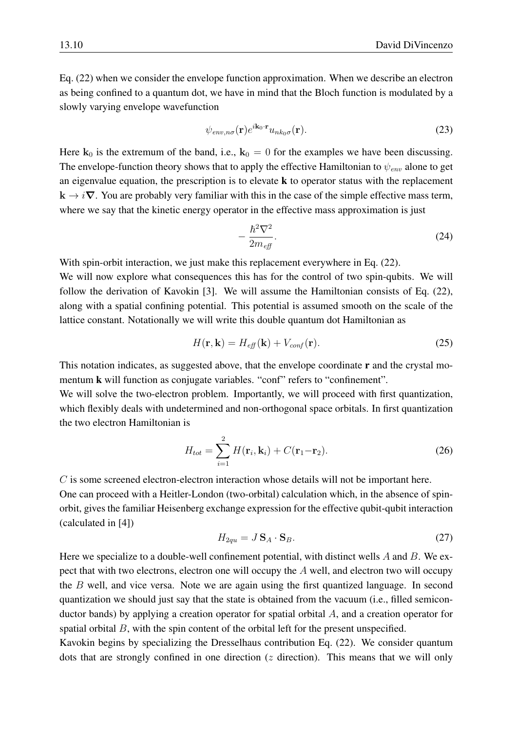Eq. (22) when we consider the envelope function approximation. When we describe an electron as being confined to a quantum dot, we have in mind that the Bloch function is modulated by a slowly varying envelope wavefunction

$$\psi_{env,n\sigma}(\mathbf{r})e^{i\mathbf{k}_0\cdot\mathbf{r}}u_{nk_0\sigma}(\mathbf{r}). \tag{23}$$

Here $\mathbf{k}_0$ is the extremum of the band, i.e., $\mathbf{k}_0 = 0$ for the examples we have been discussing. The envelope-function theory shows that to apply the effective Hamiltonian to $\psi_{env}$ alone to get an eigenvalue equation, the prescription is to elevate $\mathbf{k}$ to operator status with the replacement $\mathbf{k} \rightarrow i\boldsymbol{\nabla}$. You are probably very familiar with this in the case of the simple effective mass term, where we say that the kinetic energy operator in the effective mass approximation is just

$$-\frac{\hbar^2\nabla^2}{2m_{eff}}. \tag{24}$$

With spin-orbit interaction, we just make this replacement everywhere in Eq. (22).

We will now explore what consequences this has for the control of two spin-qubits. We will follow the derivation of Kavokin [3]. We will assume the Hamiltonian consists of Eq. (22), along with a spatial confining potential. This potential is assumed smooth on the scale of the lattice constant. Notationally we will write this double quantum dot Hamiltonian as

$$H(\mathbf{r},\mathbf{k}) = H_{eff}(\mathbf{k}) + V_{conf}(\mathbf{r}). \tag{25}$$

This notation indicates, as suggested above, that the envelope coordinate $\mathbf{r}$ and the crystal momentum $\mathbf{k}$ will function as conjugate variables. "conf" refers to "confinement".

We will solve the two-electron problem. Importantly, we will proceed with first quantization, which flexibly deals with undetermined and non-orthogonal space orbitals. In first quantization the two electron Hamiltonian is

$$H_{tot} = \sum_{i=1}^{2} H(\mathbf{r}_i,\mathbf{k}_i) + C(\mathbf{r}_1 - \mathbf{r}_2). \tag{26}$$

$C$ is some screened electron-electron interaction whose details will not be important here.

One can proceed with a Heitler-London (two-orbital) calculation which, in the absence of spin-orbit, gives the familiar Heisenberg exchange expression for the effective qubit-qubit interaction (calculated in [4])

$$H_{2qu} = J\,\mathbf{S}_A \cdot \mathbf{S}_B. \tag{27}$$

Here we specialize to a double-well confinement potential, with distinct wells $A$ and $B$. We expect that with two electrons, electron one will occupy the $A$ well, and electron two will occupy the $B$ well, and vice versa. Note we are again using the first quantized language. In second quantization we should just say that the state is obtained from the vacuum (i.e., filled semiconductor bands) by applying a creation operator for spatial orbital $A$, and a creation operator for spatial orbital $B$, with the spin content of the orbital left for the present unspecified.

Kavokin begins by specializing the Dresselhaus contribution Eq. (22). We consider quantum dots that are strongly confined in one direction ($z$ direction). This means that we will only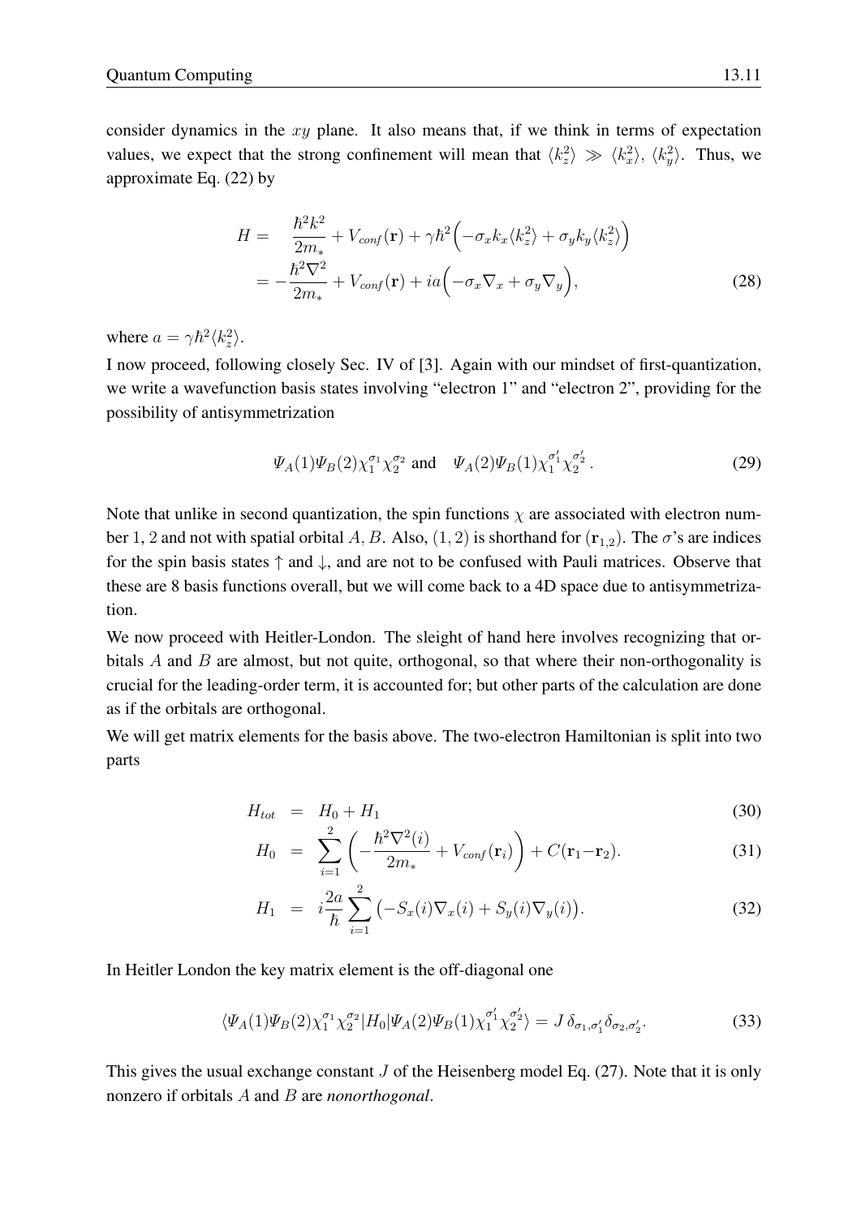consider dynamics in the $xy$ plane. It also means that, if we think in terms of expectation values, we expect that the strong confinement will mean that $\langle k_z^2 \rangle \gg \langle k_x^2 \rangle, \langle k_y^2 \rangle$. Thus, we approximate Eq. (22) by

$$
\begin{aligned}
H = & \quad \frac{\hbar^2 k^2}{2m_*} + V_{conf}(\mathbf{r}) + \gamma \hbar^2 \Big( -\sigma_x k_x \langle k_z^2 \rangle + \sigma_y k_y \langle k_z^2 \rangle \Big) \\
= & -\frac{\hbar^2 \nabla^2}{2m_*} + V_{conf}(\mathbf{r}) + ia \Big( -\sigma_x \nabla_x + \sigma_y \nabla_y \Big),
\end{aligned}
\tag{28}
$$

where $a = \gamma \hbar^2 \langle k_z^2 \rangle$.

I now proceed, following closely Sec. IV of [3]. Again with our mindset of first-quantization, we write a wavefunction basis states involving "electron 1" and "electron 2", providing for the possibility of antisymmetrization

$$
\Psi_A(1)\Psi_B(2)\chi_1^{\sigma_1}\chi_2^{\sigma_2} \text{ and } \quad \Psi_A(2)\Psi_B(1)\chi_1^{\sigma_1'}\chi_2^{\sigma_2'}. \tag{29}
$$

Note that unlike in second quantization, the spin functions $\chi$ are associated with electron number 1, 2 and not with spatial orbital $A, B$. Also, $(1, 2)$ is shorthand for $(\mathbf{r}_{1,2})$. The $\sigma$'s are indices for the spin basis states $\uparrow$ and $\downarrow$, and are not to be confused with Pauli matrices. Observe that these are 8 basis functions overall, but we will come back to a 4D space due to antisymmetrization.

We now proceed with Heitler-London. The sleight of hand here involves recognizing that orbitals $A$ and $B$ are almost, but not quite, orthogonal, so that where their non-orthogonality is crucial for the leading-order term, it is accounted for; but other parts of the calculation are done as if the orbitals are orthogonal.

We will get matrix elements for the basis above. The two-electron Hamiltonian is split into two parts

$$
H_{tot} = H_0 + H_1 \tag{30}
$$

$$
H_0 = \sum_{i=1}^{2} \left( -\frac{\hbar^2 \nabla^2(i)}{2m_*} + V_{conf}(\mathbf{r}_i) \right) + C(\mathbf{r}_1 - \mathbf{r}_2). \tag{31}
$$

$$
H_1 = i\frac{2a}{\hbar} \sum_{i=1}^{2} \big( -S_x(i)\nabla_x(i) + S_y(i)\nabla_y(i) \big). \tag{32}
$$

In Heitler London the key matrix element is the off-diagonal one

$$
\langle \Psi_A(1)\Psi_B(2)\chi_1^{\sigma_1}\chi_2^{\sigma_2} | H_0 | \Psi_A(2)\Psi_B(1)\chi_1^{\sigma_1'}\chi_2^{\sigma_2'} \rangle = J\, \delta_{\sigma_1,\sigma_1'} \delta_{\sigma_2,\sigma_2'}. \tag{33}
$$

This gives the usual exchange constant $J$ of the Heisenberg model Eq. (27). Note that it is only nonzero if orbitals $A$ and $B$ are *nonorthogonal*.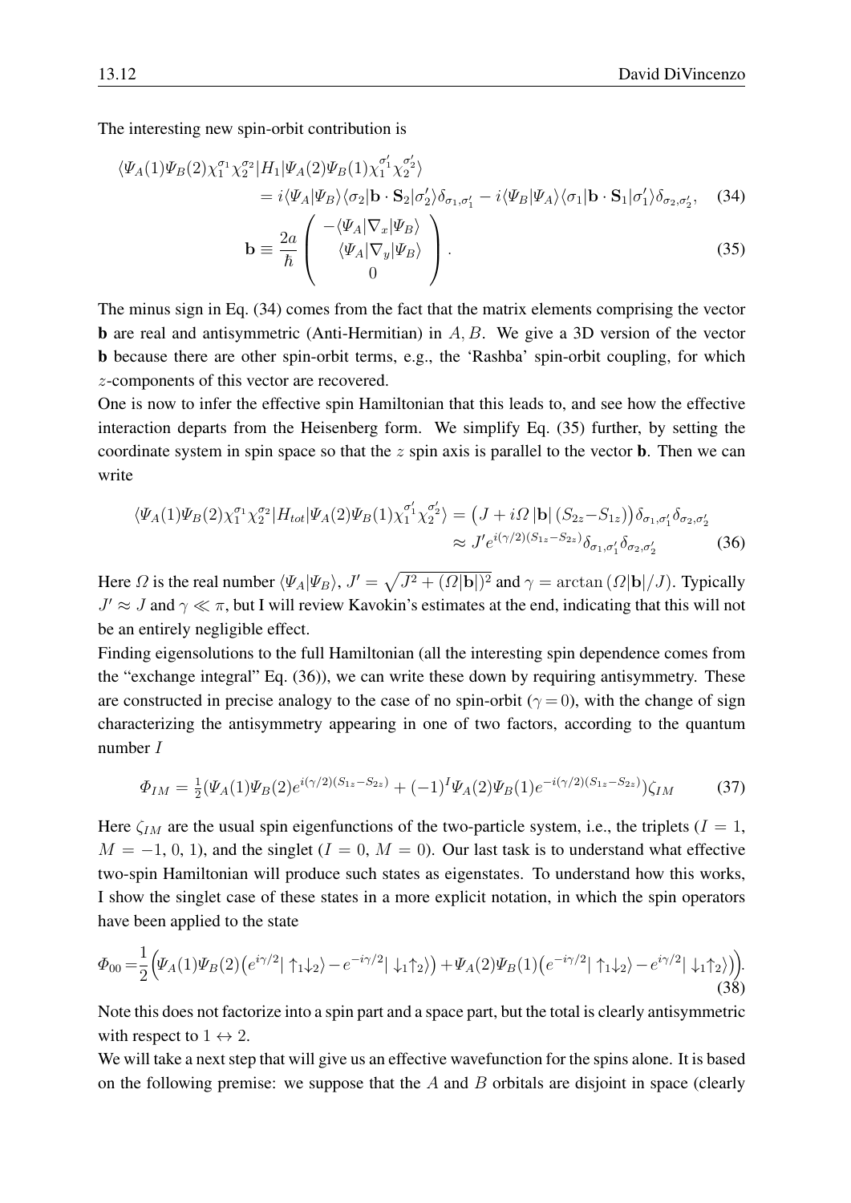The interesting new spin-orbit contribution is

$$
\begin{aligned}
\langle \Psi_A(1)\Psi_B(2)\chi_1^{\sigma_1}\chi_2^{\sigma_2}|H_1|\Psi_A(2)\Psi_B(1)\chi_1^{\sigma_1'}\chi_2^{\sigma_2'}\rangle \\
= i\langle \Psi_A|\Psi_B\rangle\langle\sigma_2|\mathbf{b}\cdot\mathbf{S}_2|\sigma_2'\rangle\delta_{\sigma_1,\sigma_1'} - i\langle\Psi_B|\Psi_A\rangle\langle\sigma_1|\mathbf{b}\cdot\mathbf{S}_1|\sigma_1'\rangle\delta_{\sigma_2,\sigma_2'}, \quad (34)
\end{aligned}
$$

$$
\mathbf{b} \equiv \frac{2a}{\hbar}\begin{pmatrix} -\langle\Psi_A|\nabla_x|\Psi_B\rangle \\ \langle\Psi_A|\nabla_y|\Psi_B\rangle \\ 0 \end{pmatrix}. \quad (35)
$$

The minus sign in Eq. (34) comes from the fact that the matrix elements comprising the vector **b** are real and antisymmetric (Anti-Hermitian) in $A, B$. We give a 3D version of the vector **b** because there are other spin-orbit terms, e.g., the 'Rashba' spin-orbit coupling, for which $z$-components of this vector are recovered.

One is now to infer the effective spin Hamiltonian that this leads to, and see how the effective interaction departs from the Heisenberg form. We simplify Eq. (35) further, by setting the coordinate system in spin space so that the $z$ spin axis is parallel to the vector **b**. Then we can write

$$
\begin{aligned}
\langle \Psi_A(1)\Psi_B(2)\chi_1^{\sigma_1}\chi_2^{\sigma_2}|H_{tot}|\Psi_A(2)\Psi_B(1)\chi_1^{\sigma_1'}\chi_2^{\sigma_2'}\rangle &= \left(J + i\Omega\,|\mathbf{b}|\,(S_{2z}-S_{1z})\right)\delta_{\sigma_1,\sigma_1'}\delta_{\sigma_2,\sigma_2'} \\
&\approx J' e^{i(\gamma/2)(S_{1z}-S_{2z})}\delta_{\sigma_1,\sigma_1'}\delta_{\sigma_2,\sigma_2'} \quad (36)
\end{aligned}
$$

Here $\Omega$ is the real number $\langle\Psi_A|\Psi_B\rangle$, $J' = \sqrt{J^2 + (\Omega|\mathbf{b}|)^2}$ and $\gamma = \arctan(\Omega|\mathbf{b}|/J)$. Typically $J' \approx J$ and $\gamma \ll \pi$, but I will review Kavokin's estimates at the end, indicating that this will not be an entirely negligible effect.

Finding eigensolutions to the full Hamiltonian (all the interesting spin dependence comes from the "exchange integral" Eq. (36)), we can write these down by requiring antisymmetry. These are constructed in precise analogy to the case of no spin-orbit ($\gamma = 0$), with the change of sign characterizing the antisymmetry appearing in one of two factors, according to the quantum number $I$

$$
\Phi_{IM} = \tfrac{1}{2}(\Psi_A(1)\Psi_B(2)e^{i(\gamma/2)(S_{1z}-S_{2z})} + (-1)^I\Psi_A(2)\Psi_B(1)e^{-i(\gamma/2)(S_{1z}-S_{2z})})\zeta_{IM} \quad (37)
$$

Here $\zeta_{IM}$ are the usual spin eigenfunctions of the two-particle system, i.e., the triplets ($I = 1$, $M = -1, 0, 1$), and the singlet ($I = 0$, $M = 0$). Our last task is to understand what effective two-spin Hamiltonian will produce such states as eigenstates. To understand how this works, I show the singlet case of these states in a more explicit notation, in which the spin operators have been applied to the state

$$
\Phi_{00} = \frac{1}{2}\Big(\Psi_A(1)\Psi_B(2)\big(e^{i\gamma/2}|\uparrow_1\downarrow_2\rangle - e^{-i\gamma/2}|\downarrow_1\uparrow_2\rangle\big) + \Psi_A(2)\Psi_B(1)\big(e^{-i\gamma/2}|\uparrow_1\downarrow_2\rangle - e^{i\gamma/2}|\downarrow_1\uparrow_2\rangle\big)\Big). \quad (38)
$$

Note this does not factorize into a spin part and a space part, but the total is clearly antisymmetric with respect to $1 \leftrightarrow 2$.

We will take a next step that will give us an effective wavefunction for the spins alone. It is based on the following premise: we suppose that the $A$ and $B$ orbitals are disjoint in space (clearly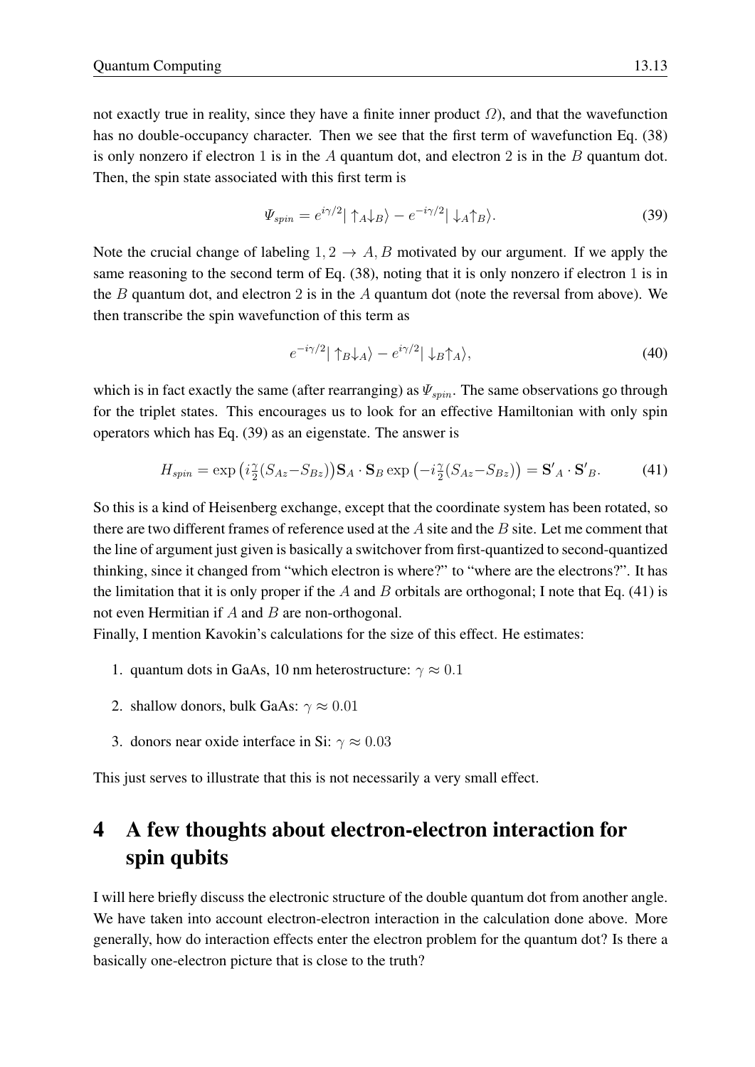not exactly true in reality, since they have a finite inner product $\Omega$), and that the wavefunction has no double-occupancy character. Then we see that the first term of wavefunction Eq. (38) is only nonzero if electron 1 is in the $A$ quantum dot, and electron 2 is in the $B$ quantum dot. Then, the spin state associated with this first term is

$$\Psi_{spin} = e^{i\gamma/2}|\uparrow_A\downarrow_B\rangle - e^{-i\gamma/2}|\downarrow_A\uparrow_B\rangle. \tag{39}$$

Note the crucial change of labeling $1, 2 \to A, B$ motivated by our argument. If we apply the same reasoning to the second term of Eq. (38), noting that it is only nonzero if electron 1 is in the $B$ quantum dot, and electron 2 is in the $A$ quantum dot (note the reversal from above). We then transcribe the spin wavefunction of this term as

$$e^{-i\gamma/2}|\uparrow_B\downarrow_A\rangle - e^{i\gamma/2}|\downarrow_B\uparrow_A\rangle, \tag{40}$$

which is in fact exactly the same (after rearranging) as $\Psi_{spin}$. The same observations go through for the triplet states. This encourages us to look for an effective Hamiltonian with only spin operators which has Eq. (39) as an eigenstate. The answer is

$$H_{spin} = \exp\left(i\tfrac{\gamma}{2}(S_{Az}-S_{Bz})\right)\mathbf{S}_A \cdot \mathbf{S}_B \exp\left(-i\tfrac{\gamma}{2}(S_{Az}-S_{Bz})\right) = \mathbf{S'}_A \cdot \mathbf{S'}_B. \tag{41}$$

So this is a kind of Heisenberg exchange, except that the coordinate system has been rotated, so there are two different frames of reference used at the $A$ site and the $B$ site. Let me comment that the line of argument just given is basically a switchover from first-quantized to second-quantized thinking, since it changed from "which electron is where?" to "where are the electrons?". It has the limitation that it is only proper if the $A$ and $B$ orbitals are orthogonal; I note that Eq. (41) is not even Hermitian if $A$ and $B$ are non-orthogonal.

Finally, I mention Kavokin's calculations for the size of this effect. He estimates:

1. quantum dots in GaAs, 10 nm heterostructure: $\gamma \approx 0.1$
2. shallow donors, bulk GaAs: $\gamma \approx 0.01$
3. donors near oxide interface in Si: $\gamma \approx 0.03$

This just serves to illustrate that this is not necessarily a very small effect.

# 4 A few thoughts about electron-electron interaction for spin qubits

I will here briefly discuss the electronic structure of the double quantum dot from another angle. We have taken into account electron-electron interaction in the calculation done above. More generally, how do interaction effects enter the electron problem for the quantum dot? Is there a basically one-electron picture that is close to the truth?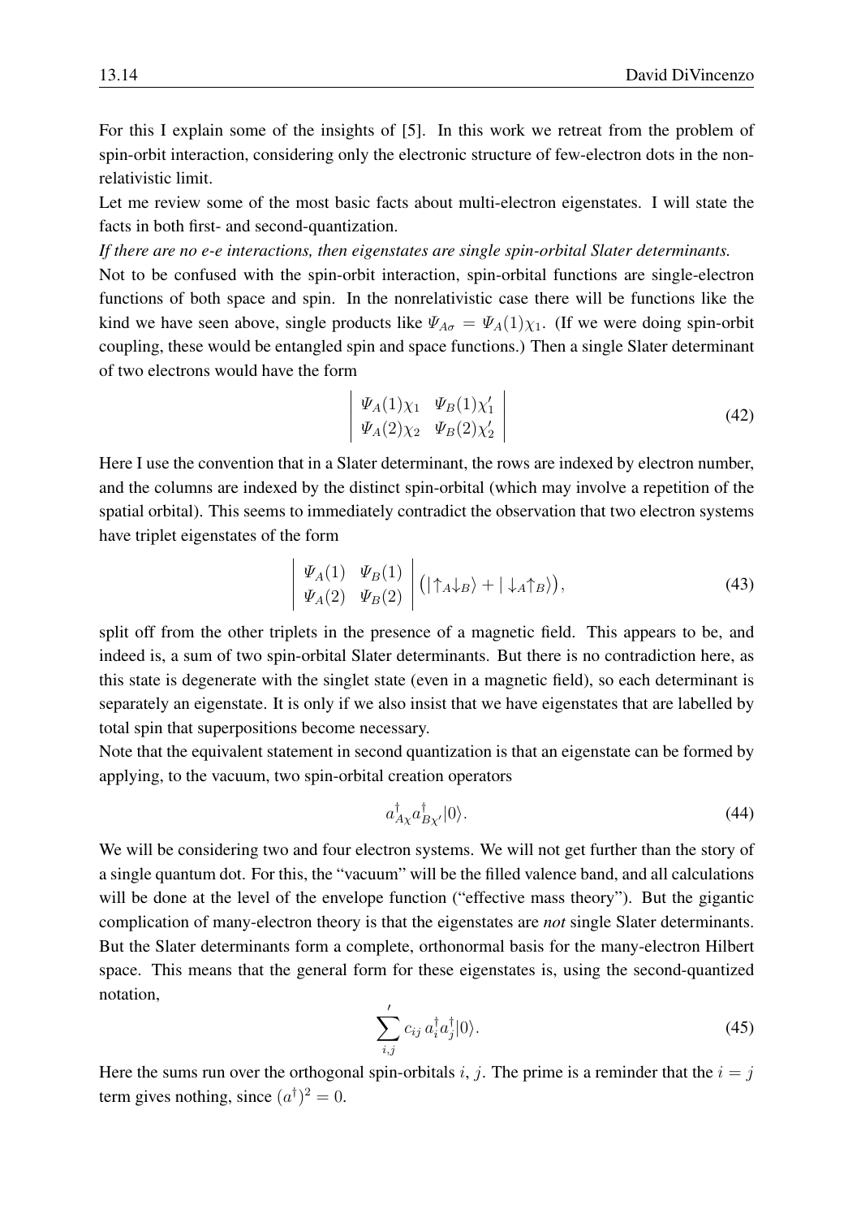For this I explain some of the insights of [5]. In this work we retreat from the problem of spin-orbit interaction, considering only the electronic structure of few-electron dots in the non-relativistic limit.

Let me review some of the most basic facts about multi-electron eigenstates. I will state the facts in both first- and second-quantization.

*If there are no e-e interactions, then eigenstates are single spin-orbital Slater determinants.*

Not to be confused with the spin-orbit interaction, spin-orbital functions are single-electron functions of both space and spin. In the nonrelativistic case there will be functions like the kind we have seen above, single products like $\Psi_{A\sigma} = \Psi_A(1)\chi_1$. (If we were doing spin-orbit coupling, these would be entangled spin and space functions.) Then a single Slater determinant of two electrons would have the form

$$\begin{vmatrix} \Psi_A(1)\chi_1 & \Psi_B(1)\chi_1' \\ \Psi_A(2)\chi_2 & \Psi_B(2)\chi_2' \end{vmatrix} \tag{42}$$

Here I use the convention that in a Slater determinant, the rows are indexed by electron number, and the columns are indexed by the distinct spin-orbital (which may involve a repetition of the spatial orbital). This seems to immediately contradict the observation that two electron systems have triplet eigenstates of the form

$$\begin{vmatrix} \Psi_A(1) & \Psi_B(1) \\ \Psi_A(2) & \Psi_B(2) \end{vmatrix} \big(|\uparrow_A\downarrow_B\rangle + |\downarrow_A\uparrow_B\rangle\big), \tag{43}$$

split off from the other triplets in the presence of a magnetic field. This appears to be, and indeed is, a sum of two spin-orbital Slater determinants. But there is no contradiction here, as this state is degenerate with the singlet state (even in a magnetic field), so each determinant is separately an eigenstate. It is only if we also insist that we have eigenstates that are labelled by total spin that superpositions become necessary.

Note that the equivalent statement in second quantization is that an eigenstate can be formed by applying, to the vacuum, two spin-orbital creation operators

$$a^\dagger_{A\chi} a^\dagger_{B\chi'}|0\rangle. \tag{44}$$

We will be considering two and four electron systems. We will not get further than the story of a single quantum dot. For this, the "vacuum" will be the filled valence band, and all calculations will be done at the level of the envelope function ("effective mass theory"). But the gigantic complication of many-electron theory is that the eigenstates are *not* single Slater determinants. But the Slater determinants form a complete, orthonormal basis for the many-electron Hilbert space. This means that the general form for these eigenstates is, using the second-quantized notation,

$$\sum_{i,j}{}' c_{ij}\, a^\dagger_i a^\dagger_j |0\rangle. \tag{45}$$

Here the sums run over the orthogonal spin-orbitals $i$, $j$. The prime is a reminder that the $i = j$ term gives nothing, since $(a^\dagger)^2 = 0$.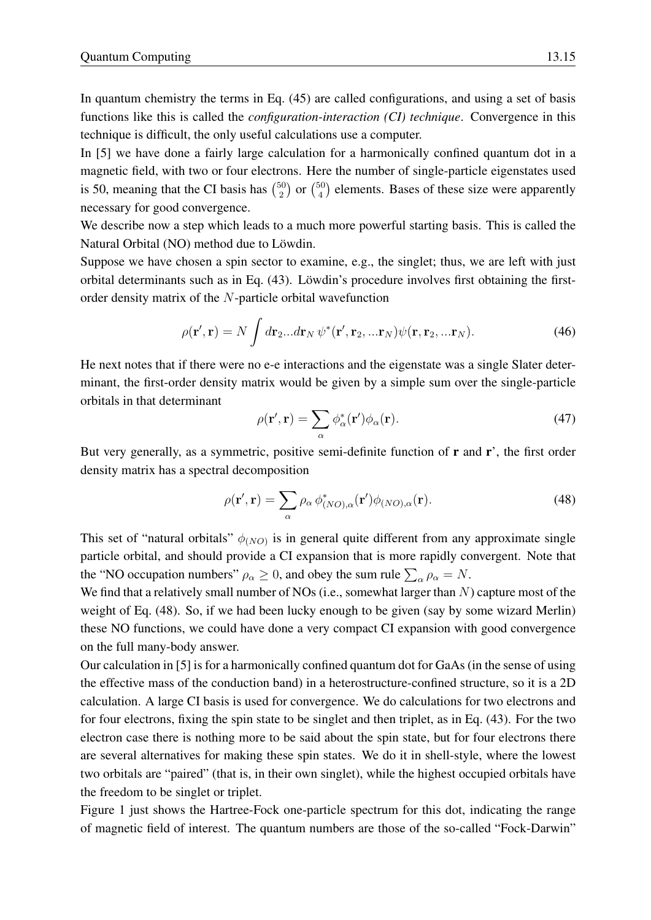In quantum chemistry the terms in Eq. (45) are called configurations, and using a set of basis functions like this is called the *configuration-interaction (CI) technique*. Convergence in this technique is difficult, the only useful calculations use a computer.

In [5] we have done a fairly large calculation for a harmonically confined quantum dot in a magnetic field, with two or four electrons. Here the number of single-particle eigenstates used is 50, meaning that the CI basis has $\binom{50}{2}$ or $\binom{50}{4}$ elements. Bases of these size were apparently necessary for good convergence.

We describe now a step which leads to a much more powerful starting basis. This is called the Natural Orbital (NO) method due to Löwdin.

Suppose we have chosen a spin sector to examine, e.g., the singlet; thus, we are left with just orbital determinants such as in Eq. (43). Löwdin's procedure involves first obtaining the first-order density matrix of the $N$-particle orbital wavefunction

$$\rho(\mathbf{r}', \mathbf{r}) = N \int d\mathbf{r}_2 ... d\mathbf{r}_N \, \psi^*(\mathbf{r}', \mathbf{r}_2, ...\mathbf{r}_N)\psi(\mathbf{r}, \mathbf{r}_2, ...\mathbf{r}_N). \tag{46}$$

He next notes that if there were no e-e interactions and the eigenstate was a single Slater determinant, the first-order density matrix would be given by a simple sum over the single-particle orbitals in that determinant

$$\rho(\mathbf{r}', \mathbf{r}) = \sum_\alpha \phi^*_\alpha(\mathbf{r}')\phi_\alpha(\mathbf{r}). \tag{47}$$

But very generally, as a symmetric, positive semi-definite function of **r** and **r**', the first order density matrix has a spectral decomposition

$$\rho(\mathbf{r}', \mathbf{r}) = \sum_\alpha \rho_\alpha \, \phi^*_{(NO),\alpha}(\mathbf{r}')\phi_{(NO),\alpha}(\mathbf{r}). \tag{48}$$

This set of "natural orbitals" $\phi_{(NO)}$ is in general quite different from any approximate single particle orbital, and should provide a CI expansion that is more rapidly convergent. Note that the "NO occupation numbers" $\rho_\alpha \geq 0$, and obey the sum rule $\sum_\alpha \rho_\alpha = N$.

We find that a relatively small number of NOs (i.e., somewhat larger than $N$) capture most of the weight of Eq. (48). So, if we had been lucky enough to be given (say by some wizard Merlin) these NO functions, we could have done a very compact CI expansion with good convergence on the full many-body answer.

Our calculation in [5] is for a harmonically confined quantum dot for GaAs (in the sense of using the effective mass of the conduction band) in a heterostructure-confined structure, so it is a 2D calculation. A large CI basis is used for convergence. We do calculations for two electrons and for four electrons, fixing the spin state to be singlet and then triplet, as in Eq. (43). For the two electron case there is nothing more to be said about the spin state, but for four electrons there are several alternatives for making these spin states. We do it in shell-style, where the lowest two orbitals are "paired" (that is, in their own singlet), while the highest occupied orbitals have the freedom to be singlet or triplet.

Figure 1 just shows the Hartree-Fock one-particle spectrum for this dot, indicating the range of magnetic field of interest. The quantum numbers are those of the so-called "Fock-Darwin"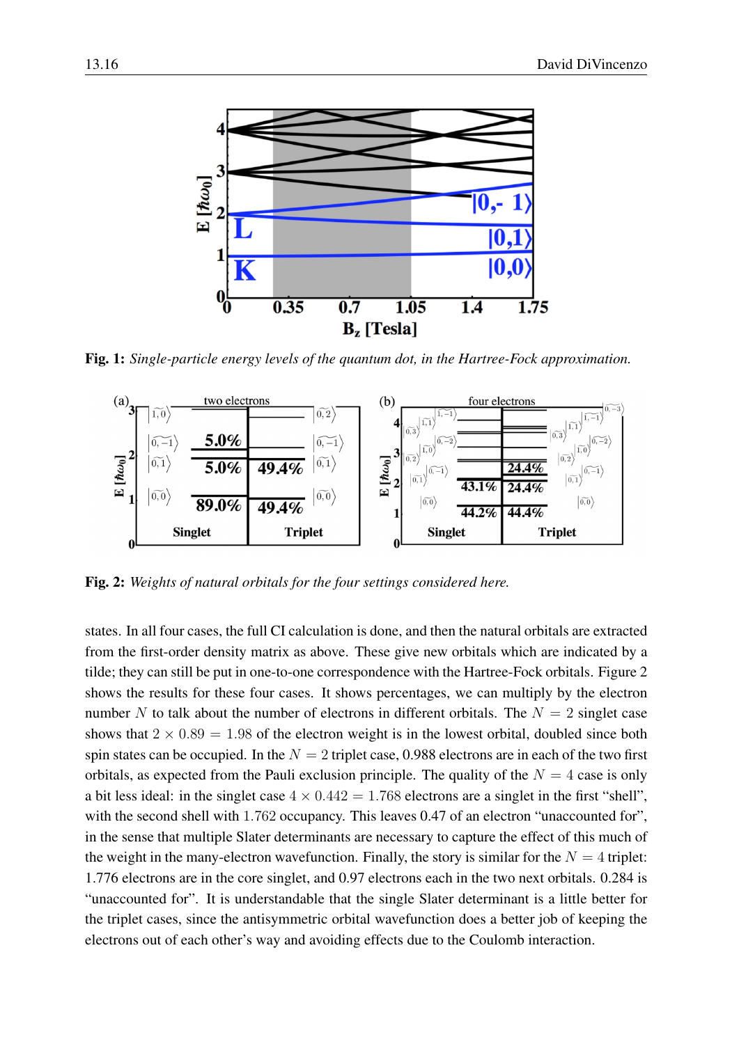**Fig. 1:** *Single-particle energy levels of the quantum dot, in the Hartree-Fock approximation.*

**Fig. 2:** *Weights of natural orbitals for the four settings considered here.*

states. In all four cases, the full CI calculation is done, and then the natural orbitals are extracted from the first-order density matrix as above. These give new orbitals which are indicated by a tilde; they can still be put in one-to-one correspondence with the Hartree-Fock orbitals. Figure 2 shows the results for these four cases. It shows percentages, we can multiply by the electron number $N$ to talk about the number of electrons in different orbitals. The $N = 2$ singlet case shows that $2 \times 0.89 = 1.98$ of the electron weight is in the lowest orbital, doubled since both spin states can be occupied. In the $N = 2$ triplet case, 0.988 electrons are in each of the two first orbitals, as expected from the Pauli exclusion principle. The quality of the $N = 4$ case is only a bit less ideal: in the singlet case $4 \times 0.442 = 1.768$ electrons are a singlet in the first "shell", with the second shell with 1.762 occupancy. This leaves 0.47 of an electron "unaccounted for", in the sense that multiple Slater determinants are necessary to capture the effect of this much of the weight in the many-electron wavefunction. Finally, the story is similar for the $N = 4$ triplet: 1.776 electrons are in the core singlet, and 0.97 electrons each in the two next orbitals. 0.284 is "unaccounted for". It is understandable that the single Slater determinant is a little better for the triplet cases, since the antisymmetric orbital wavefunction does a better job of keeping the electrons out of each other's way and avoiding effects due to the Coulomb interaction.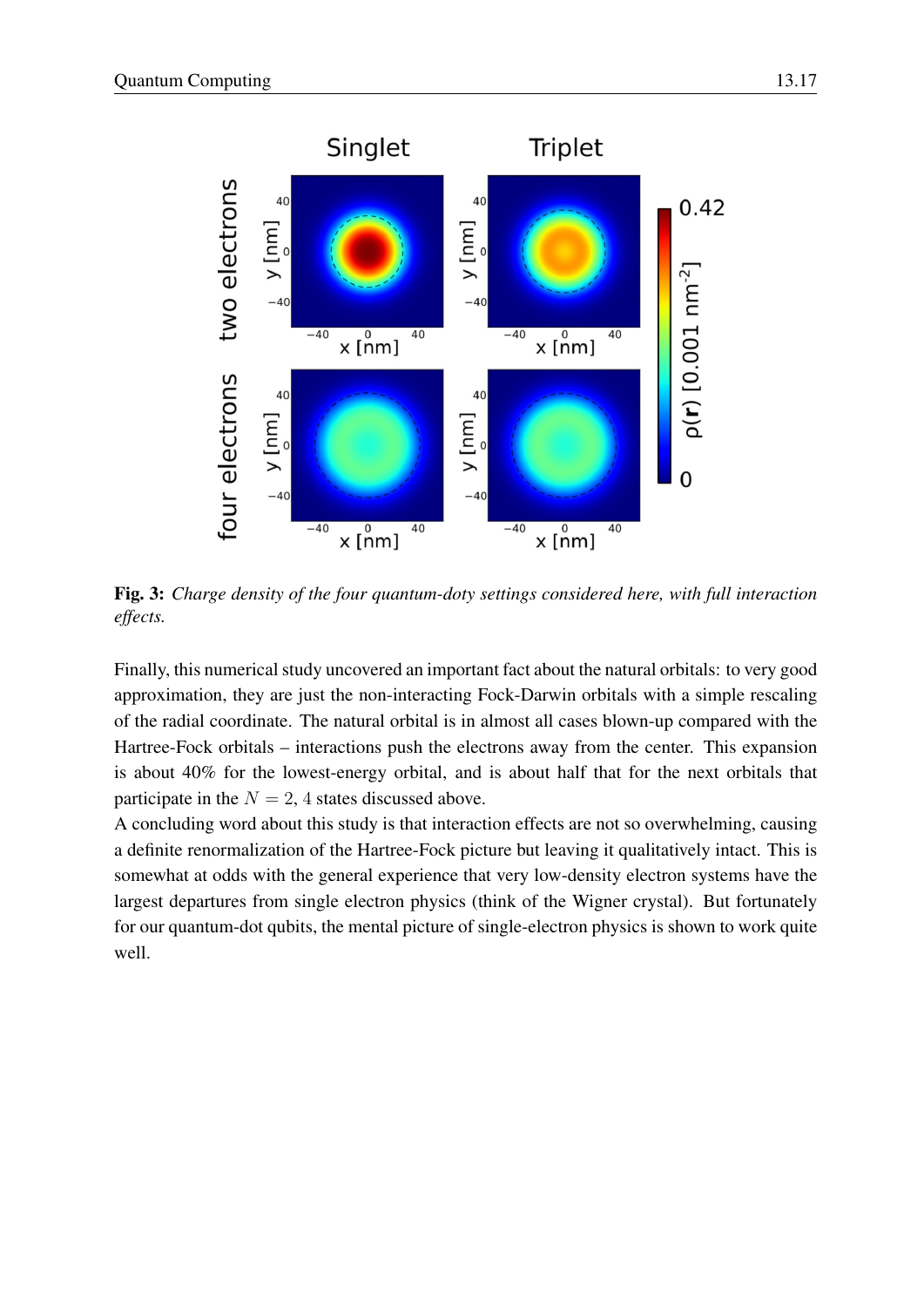**Fig. 3:** *Charge density of the four quantum-doty settings considered here, with full interaction effects.*

Finally, this numerical study uncovered an important fact about the natural orbitals: to very good approximation, they are just the non-interacting Fock-Darwin orbitals with a simple rescaling of the radial coordinate. The natural orbital is in almost all cases blown-up compared with the Hartree-Fock orbitals – interactions push the electrons away from the center. This expansion is about 40% for the lowest-energy orbital, and is about half that for the next orbitals that participate in the $N = 2, 4$ states discussed above.

A concluding word about this study is that interaction effects are not so overwhelming, causing a definite renormalization of the Hartree-Fock picture but leaving it qualitatively intact. This is somewhat at odds with the general experience that very low-density electron systems have the largest departures from single electron physics (think of the Wigner crystal). But fortunately for our quantum-dot qubits, the mental picture of single-electron physics is shown to work quite well.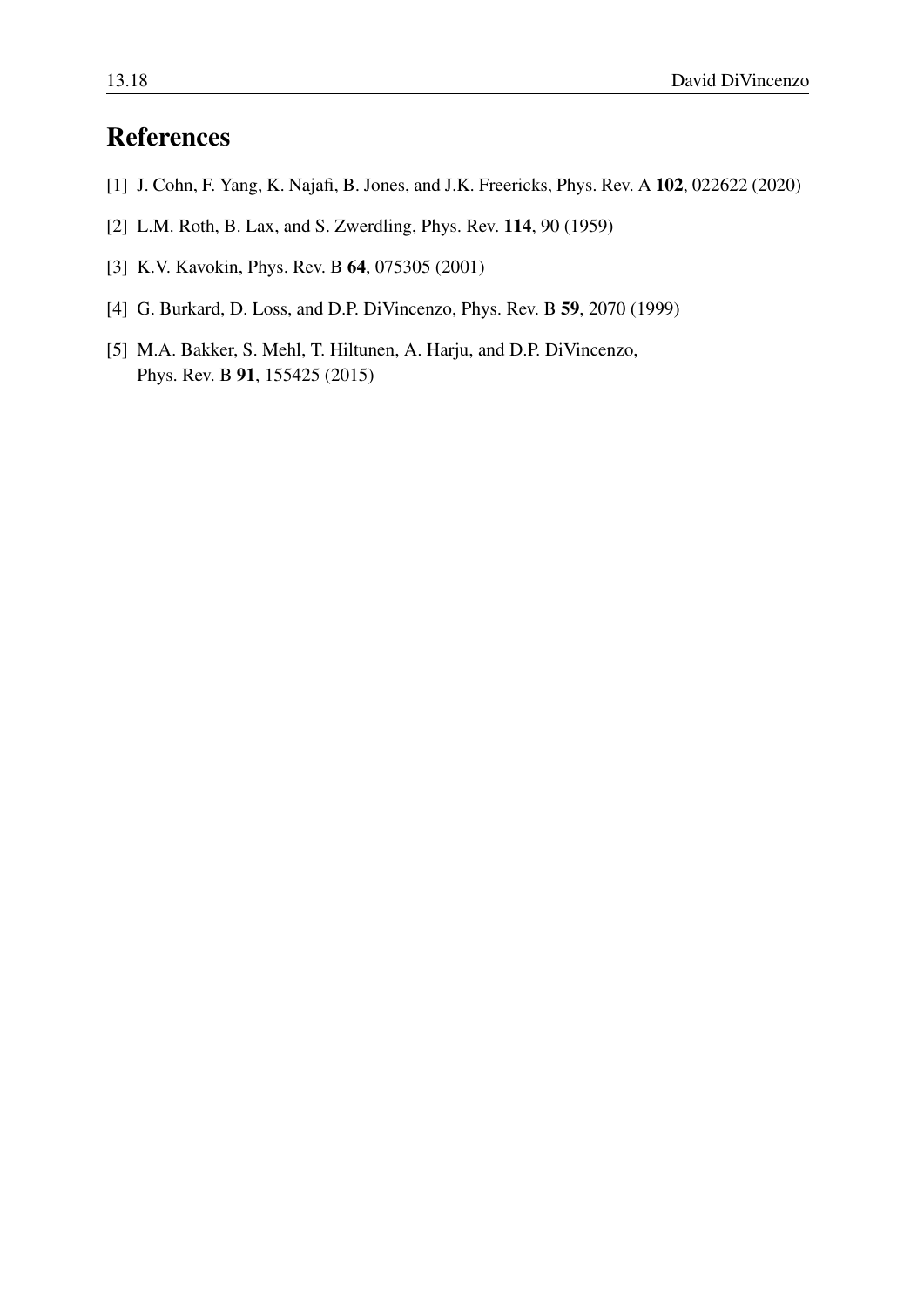# References

[1] J. Cohn, F. Yang, K. Najafi, B. Jones, and J.K. Freericks, Phys. Rev. A **102**, 022622 (2020)

[2] L.M. Roth, B. Lax, and S. Zwerdling, Phys. Rev. **114**, 90 (1959)

[3] K.V. Kavokin, Phys. Rev. B **64**, 075305 (2001)

[4] G. Burkard, D. Loss, and D.P. DiVincenzo, Phys. Rev. B **59**, 2070 (1999)

[5] M.A. Bakker, S. Mehl, T. Hiltunen, A. Harju, and D.P. DiVincenzo, Phys. Rev. B **91**, 155425 (2015)